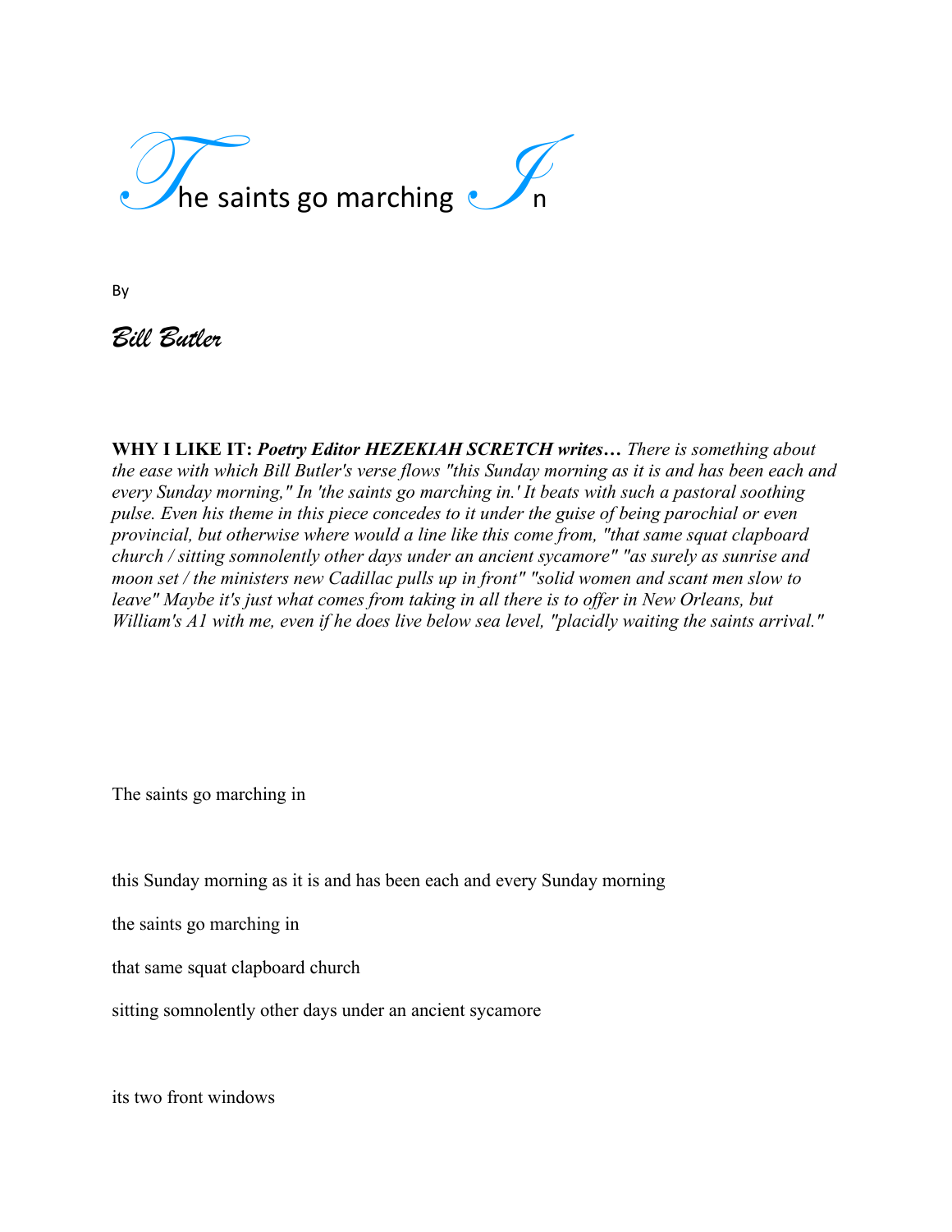# The saints go marching In

By

*Bill Butler*

**WHY I LIKE IT:** ***Poetry Editor HEZEKIAH SCRETCH writes…*** *There is something about the ease with which Bill Butler's verse flows "this Sunday morning as it is and has been each and every Sunday morning," In 'the saints go marching in.' It beats with such a pastoral soothing pulse. Even his theme in this piece concedes to it under the guise of being parochial or even provincial, but otherwise where would a line like this come from, "that same squat clapboard church / sitting somnolently other days under an ancient sycamore" "as surely as sunrise and moon set / the ministers new Cadillac pulls up in front" "solid women and scant men slow to leave" Maybe it's just what comes from taking in all there is to offer in New Orleans, but William's A1 with me, even if he does live below sea level, "placidly waiting the saints arrival."*

The saints go marching in

this Sunday morning as it is and has been each and every Sunday morning

the saints go marching in

that same squat clapboard church

sitting somnolently other days under an ancient sycamore

its two front windows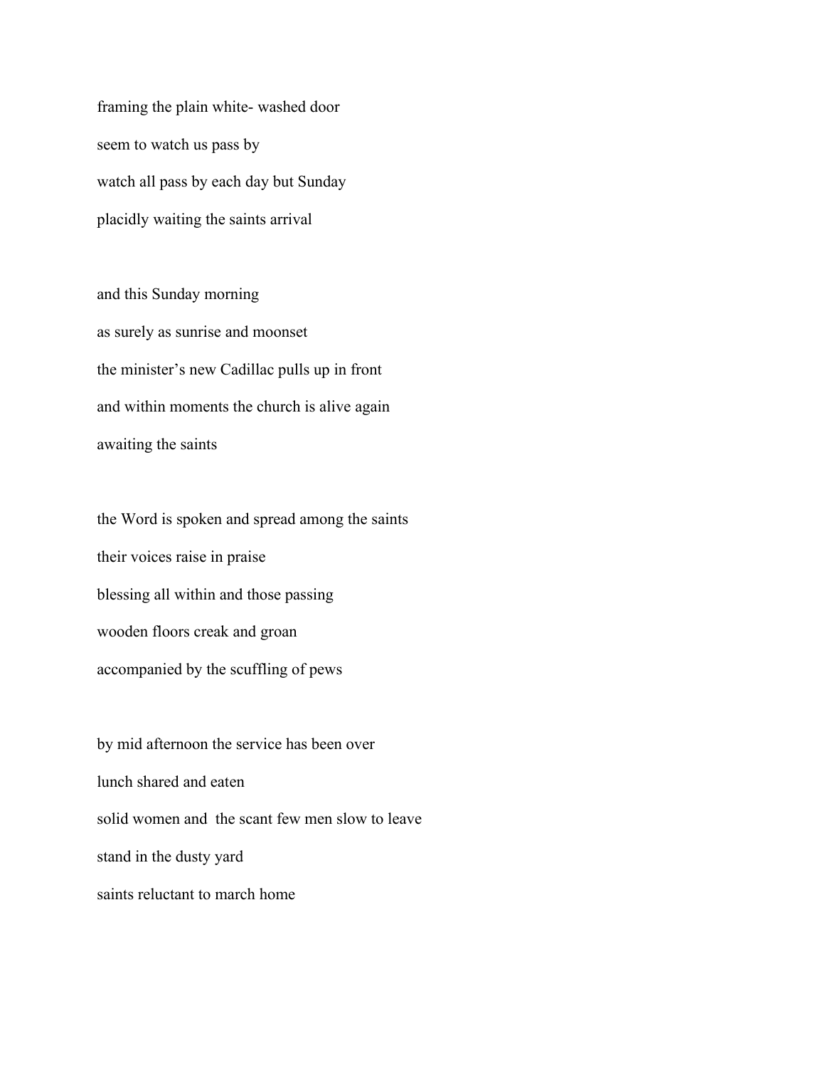framing the plain white- washed door

seem to watch us pass by

watch all pass by each day but Sunday

placidly waiting the saints arrival

and this Sunday morning

as surely as sunrise and moonset

the minister's new Cadillac pulls up in front

and within moments the church is alive again

awaiting the saints

the Word is spoken and spread among the saints

their voices raise in praise

blessing all within and those passing

wooden floors creak and groan

accompanied by the scuffling of pews

by mid afternoon the service has been over

lunch shared and eaten

solid women and  the scant few men slow to leave

stand in the dusty yard

saints reluctant to march home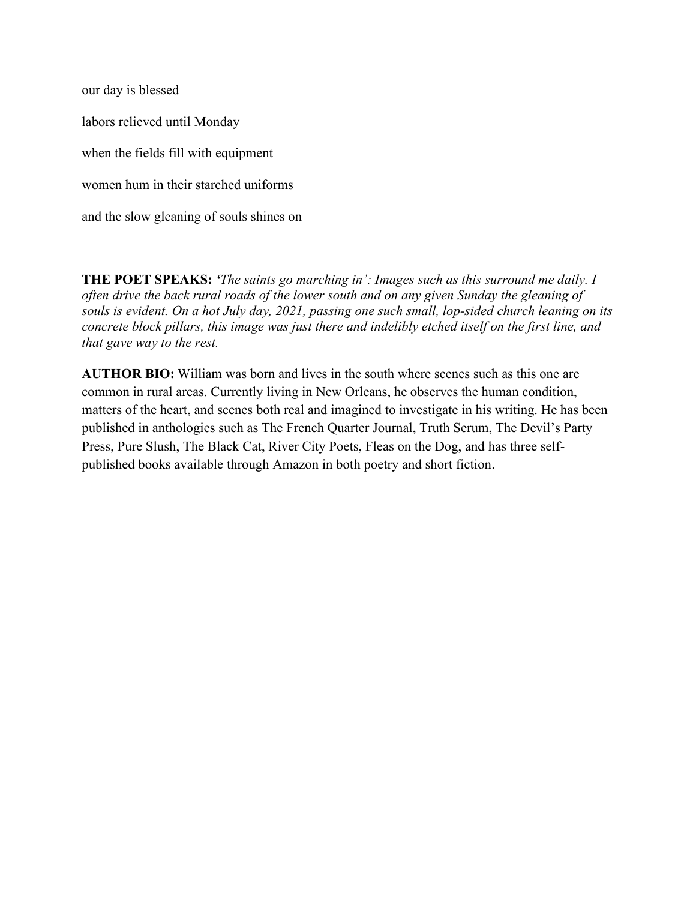our day is blessed

labors relieved until Monday

when the fields fill with equipment

women hum in their starched uniforms

and the slow gleaning of souls shines on

**THE POET SPEAKS:** *'The saints go marching in': Images such as this surround me daily. I often drive the back rural roads of the lower south and on any given Sunday the gleaning of souls is evident. On a hot July day, 2021, passing one such small, lop-sided church leaning on its concrete block pillars, this image was just there and indelibly etched itself on the first line, and that gave way to the rest.*

**AUTHOR BIO:** William was born and lives in the south where scenes such as this one are common in rural areas. Currently living in New Orleans, he observes the human condition, matters of the heart, and scenes both real and imagined to investigate in his writing. He has been published in anthologies such as The French Quarter Journal, Truth Serum, The Devil's Party Press, Pure Slush, The Black Cat, River City Poets, Fleas on the Dog, and has three self-published books available through Amazon in both poetry and short fiction.